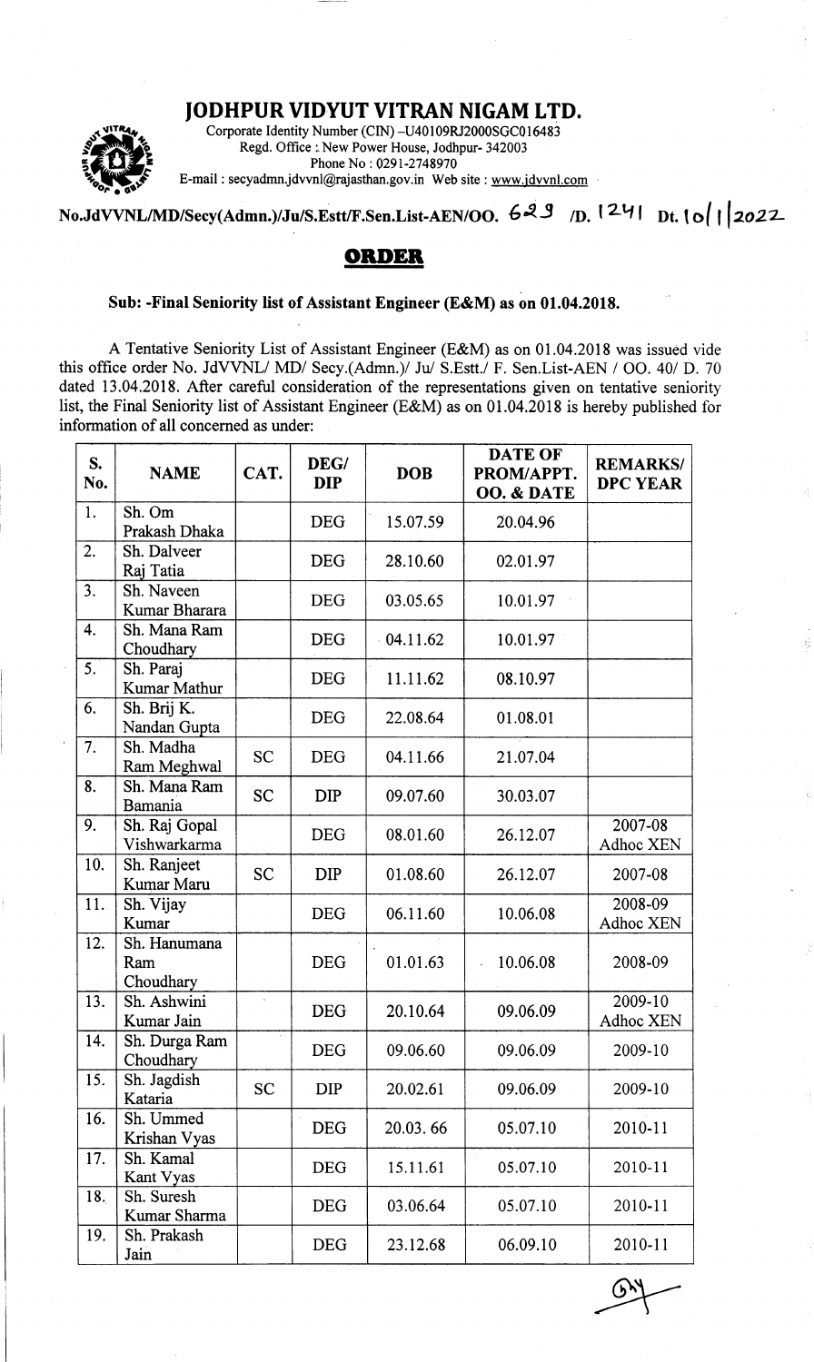# JODHPUR VIDYUT VITRAN NIGAM LTD.

Corporate Identity Number (CIN) –U40109RJ2000SGC016483
Regd. Office : New Power House, Jodhpur- 342003
Phone No : 0291-2748970
E-mail : secyadmn.jdvvnl@rajasthan.gov.in Web site : www.jdvvnl.com

**No.JdVVNL/MD/Secy(Admn.)/Ju/S.Estt/F.Sen.List-AEN/OO. 629 /D. 1241 Dt. 10/1/2022**

## ORDER

**Sub: -Final Seniority list of Assistant Engineer (E&M) as on 01.04.2018.**

A Tentative Seniority List of Assistant Engineer (E&M) as on 01.04.2018 was issued vide this office order No. JdVVNL/ MD/ Secy.(Admn.)/ Ju/ S.Estt./ F. Sen.List-AEN / OO. 40/ D. 70 dated 13.04.2018. After careful consideration of the representations given on tentative seniority list, the Final Seniority list of Assistant Engineer (E&M) as on 01.04.2018 is hereby published for information of all concerned as under:

| S. No. | NAME | CAT. | DEG/ DIP | DOB | DATE OF PROM/APPT. OO. & DATE | REMARKS/ DPC YEAR |
|---|---|---|---|---|---|---|
| 1. | Sh. Om Prakash Dhaka | | DEG | 15.07.59 | 20.04.96 | |
| 2. | Sh. Dalveer Raj Tatia | | DEG | 28.10.60 | 02.01.97 | |
| 3. | Sh. Naveen Kumar Bharara | | DEG | 03.05.65 | 10.01.97 | |
| 4. | Sh. Mana Ram Choudhary | | DEG | 04.11.62 | 10.01.97 | |
| 5. | Sh. Paraj Kumar Mathur | | DEG | 11.11.62 | 08.10.97 | |
| 6. | Sh. Brij K. Nandan Gupta | | DEG | 22.08.64 | 01.08.01 | |
| 7. | Sh. Madha Ram Meghwal | SC | DEG | 04.11.66 | 21.07.04 | |
| 8. | Sh. Mana Ram Bamania | SC | DIP | 09.07.60 | 30.03.07 | |
| 9. | Sh. Raj Gopal Vishwarkarma | | DEG | 08.01.60 | 26.12.07 | 2007-08 Adhoc XEN |
| 10. | Sh. Ranjeet Kumar Maru | SC | DIP | 01.08.60 | 26.12.07 | 2007-08 |
| 11. | Sh. Vijay Kumar | | DEG | 06.11.60 | 10.06.08 | 2008-09 Adhoc XEN |
| 12. | Sh. Hanumana Ram Choudhary | | DEG | 01.01.63 | 10.06.08 | 2008-09 |
| 13. | Sh. Ashwini Kumar Jain | | DEG | 20.10.64 | 09.06.09 | 2009-10 Adhoc XEN |
| 14. | Sh. Durga Ram Choudhary | | DEG | 09.06.60 | 09.06.09 | 2009-10 |
| 15. | Sh. Jagdish Kataria | SC | DIP | 20.02.61 | 09.06.09 | 2009-10 |
| 16. | Sh. Ummed Krishan Vyas | | DEG | 20.03. 66 | 05.07.10 | 2010-11 |
| 17. | Sh. Kamal Kant Vyas | | DEG | 15.11.61 | 05.07.10 | 2010-11 |
| 18. | Sh. Suresh Kumar Sharma | | DEG | 03.06.64 | 05.07.10 | 2010-11 |
| 19. | Sh. Prakash Jain | | DEG | 23.12.68 | 06.09.10 | 2010-11 |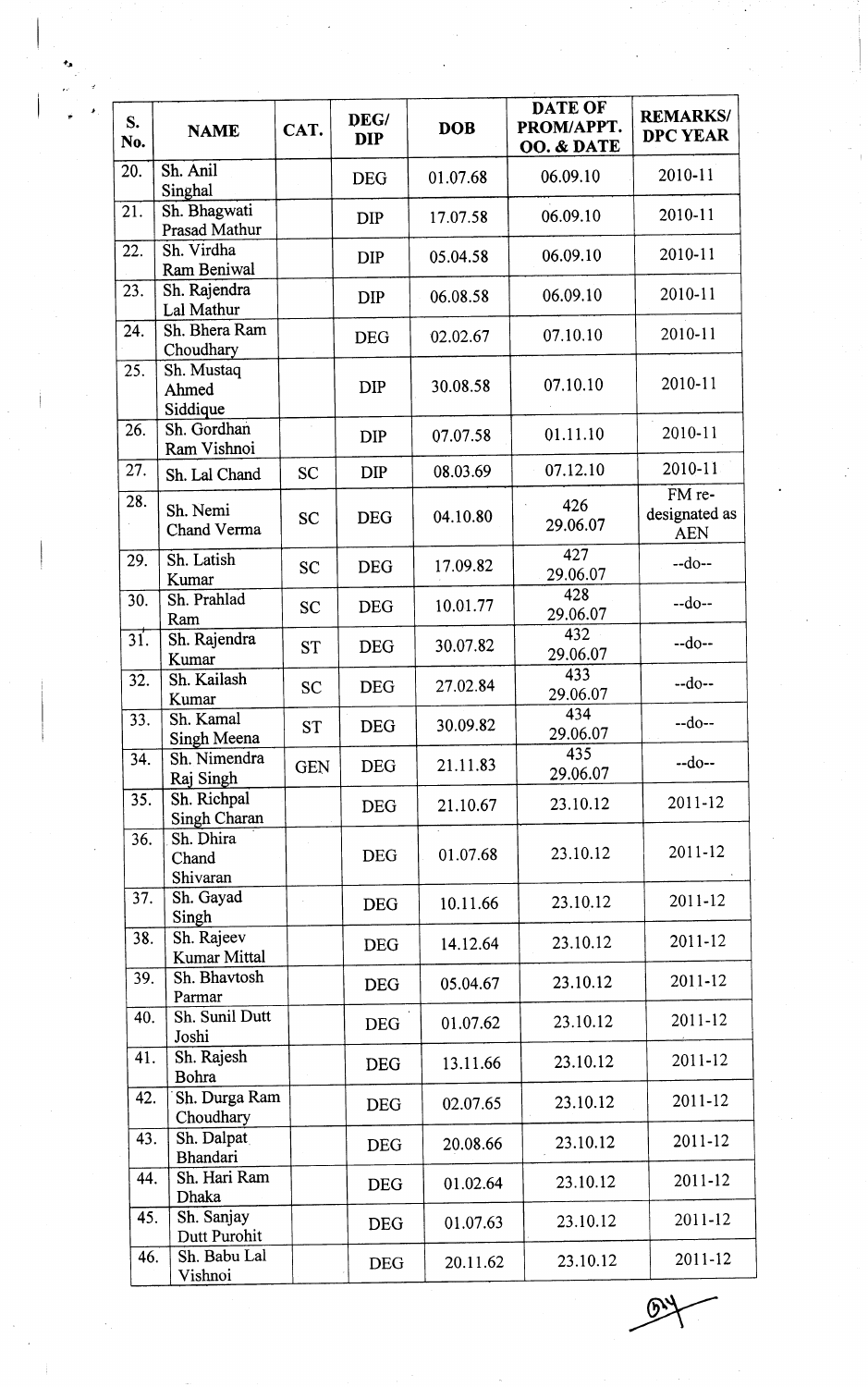| S. No. | NAME | CAT. | DEG/ DIP | DOB | DATE OF PROM/APPT. OO. & DATE | REMARKS/ DPC YEAR |
|---|---|---|---|---|---|---|
| 20. | Sh. Anil Singhal | | DEG | 01.07.68 | 06.09.10 | 2010-11 |
| 21. | Sh. Bhagwati Prasad Mathur | | DIP | 17.07.58 | 06.09.10 | 2010-11 |
| 22. | Sh. Virdha Ram Beniwal | | DIP | 05.04.58 | 06.09.10 | 2010-11 |
| 23. | Sh. Rajendra Lal Mathur | | DIP | 06.08.58 | 06.09.10 | 2010-11 |
| 24. | Sh. Bhera Ram Choudhary | | DEG | 02.02.67 | 07.10.10 | 2010-11 |
| 25. | Sh. Mustaq Ahmed Siddique | | DIP | 30.08.58 | 07.10.10 | 2010-11 |
| 26. | Sh. Gordhan Ram Vishnoi | | DIP | 07.07.58 | 01.11.10 | 2010-11 |
| 27. | Sh. Lal Chand | SC | DIP | 08.03.69 | 07.12.10 | 2010-11 |
| 28. | Sh. Nemi Chand Verma | SC | DEG | 04.10.80 | 426 29.06.07 | FM re-designated as AEN |
| 29. | Sh. Latish Kumar | SC | DEG | 17.09.82 | 427 29.06.07 | --do-- |
| 30. | Sh. Prahlad Ram | SC | DEG | 10.01.77 | 428 29.06.07 | --do-- |
| 31. | Sh. Rajendra Kumar | ST | DEG | 30.07.82 | 432 29.06.07 | --do-- |
| 32. | Sh. Kailash Kumar | SC | DEG | 27.02.84 | 433 29.06.07 | --do-- |
| 33. | Sh. Kamal Singh Meena | ST | DEG | 30.09.82 | 434 29.06.07 | --do-- |
| 34. | Sh. Nimendra Raj Singh | GEN | DEG | 21.11.83 | 435 29.06.07 | --do-- |
| 35. | Sh. Richpal Singh Charan | | DEG | 21.10.67 | 23.10.12 | 2011-12 |
| 36. | Sh. Dhira Chand Shivaran | | DEG | 01.07.68 | 23.10.12 | 2011-12 |
| 37. | Sh. Gayad Singh | | DEG | 10.11.66 | 23.10.12 | 2011-12 |
| 38. | Sh. Rajeev Kumar Mittal | | DEG | 14.12.64 | 23.10.12 | 2011-12 |
| 39. | Sh. Bhavtosh Parmar | | DEG | 05.04.67 | 23.10.12 | 2011-12 |
| 40. | Sh. Sunil Dutt Joshi | | DEG | 01.07.62 | 23.10.12 | 2011-12 |
| 41. | Sh. Rajesh Bohra | | DEG | 13.11.66 | 23.10.12 | 2011-12 |
| 42. | Sh. Durga Ram Choudhary | | DEG | 02.07.65 | 23.10.12 | 2011-12 |
| 43. | Sh. Dalpat Bhandari | | DEG | 20.08.66 | 23.10.12 | 2011-12 |
| 44. | Sh. Hari Ram Dhaka | | DEG | 01.02.64 | 23.10.12 | 2011-12 |
| 45. | Sh. Sanjay Dutt Purohit | | DEG | 01.07.63 | 23.10.12 | 2011-12 |
| 46. | Sh. Babu Lal Vishnoi | | DEG | 20.11.62 | 23.10.12 | 2011-12 |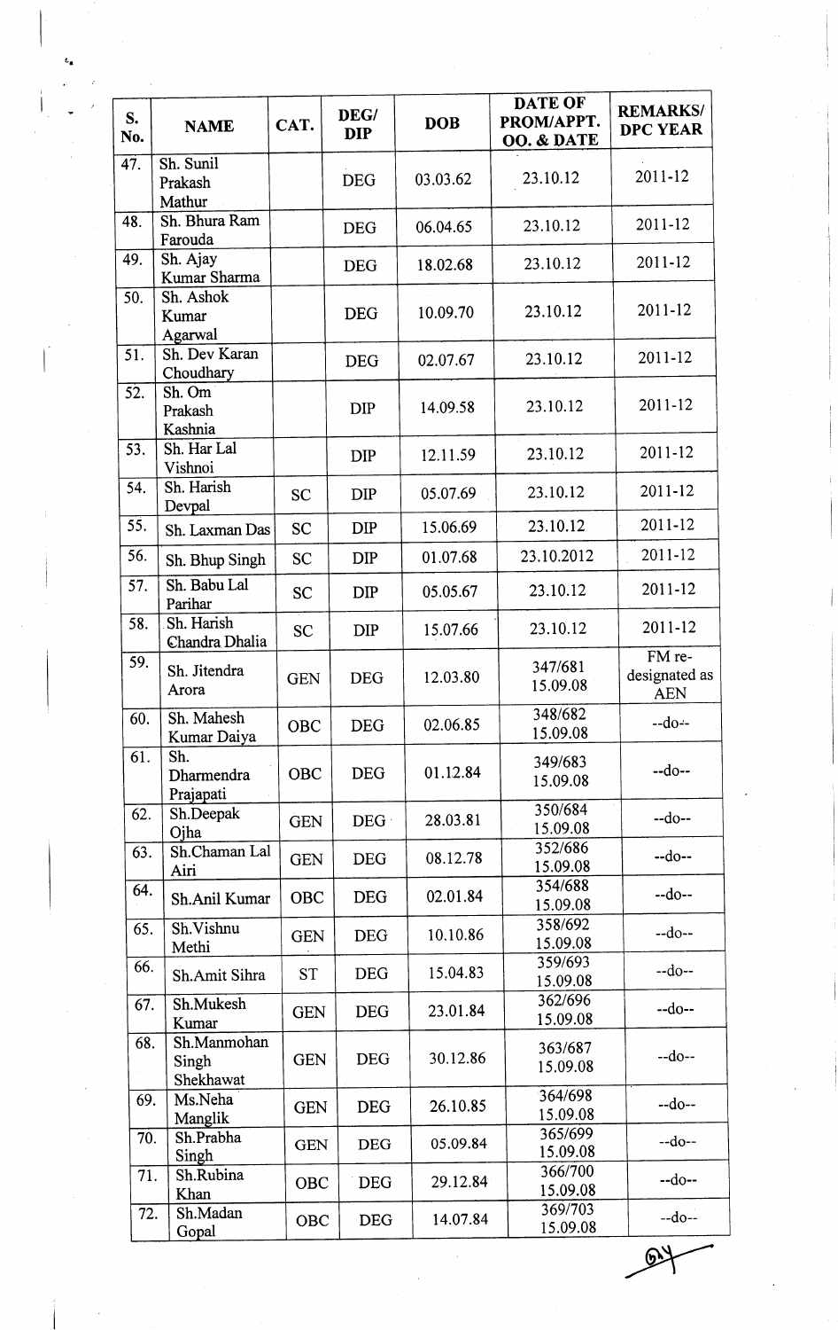| S. No. | NAME | CAT. | DEG/ DIP | DOB | DATE OF PROM/APPT. OO. & DATE | REMARKS/ DPC YEAR |
|---|---|---|---|---|---|---|
| 47. | Sh. Sunil Prakash Mathur | | DEG | 03.03.62 | 23.10.12 | 2011-12 |
| 48. | Sh. Bhura Ram Farouda | | DEG | 06.04.65 | 23.10.12 | 2011-12 |
| 49. | Sh. Ajay Kumar Sharma | | DEG | 18.02.68 | 23.10.12 | 2011-12 |
| 50. | Sh. Ashok Kumar Agarwal | | DEG | 10.09.70 | 23.10.12 | 2011-12 |
| 51. | Sh. Dev Karan Choudhary | | DEG | 02.07.67 | 23.10.12 | 2011-12 |
| 52. | Sh. Om Prakash Kashnia | | DIP | 14.09.58 | 23.10.12 | 2011-12 |
| 53. | Sh. Har Lal Vishnoi | | DIP | 12.11.59 | 23.10.12 | 2011-12 |
| 54. | Sh. Harish Devpal | SC | DIP | 05.07.69 | 23.10.12 | 2011-12 |
| 55. | Sh. Laxman Das | SC | DIP | 15.06.69 | 23.10.12 | 2011-12 |
| 56. | Sh. Bhup Singh | SC | DIP | 01.07.68 | 23.10.2012 | 2011-12 |
| 57. | Sh. Babu Lal Parihar | SC | DIP | 05.05.67 | 23.10.12 | 2011-12 |
| 58. | Sh. Harish Chandra Dhalia | SC | DIP | 15.07.66 | 23.10.12 | 2011-12 |
| 59. | Sh. Jitendra Arora | GEN | DEG | 12.03.80 | 347/681 15.09.08 | FM re-designated as AEN |
| 60. | Sh. Mahesh Kumar Daiya | OBC | DEG | 02.06.85 | 348/682 15.09.08 | --do-- |
| 61. | Sh. Dharmendra Prajapati | OBC | DEG | 01.12.84 | 349/683 15.09.08 | --do-- |
| 62. | Sh.Deepak Ojha | GEN | DEG | 28.03.81 | 350/684 15.09.08 | --do-- |
| 63. | Sh.Chaman Lal Airi | GEN | DEG | 08.12.78 | 352/686 15.09.08 | --do-- |
| 64. | Sh.Anil Kumar | OBC | DEG | 02.01.84 | 354/688 15.09.08 | --do-- |
| 65. | Sh.Vishnu Methi | GEN | DEG | 10.10.86 | 358/692 15.09.08 | --do-- |
| 66. | Sh.Amit Sihra | ST | DEG | 15.04.83 | 359/693 15.09.08 | --do-- |
| 67. | Sh.Mukesh Kumar | GEN | DEG | 23.01.84 | 362/696 15.09.08 | --do-- |
| 68. | Sh.Manmohan Singh Shekhawat | GEN | DEG | 30.12.86 | 363/687 15.09.08 | --do-- |
| 69. | Ms.Neha Manglik | GEN | DEG | 26.10.85 | 364/698 15.09.08 | --do-- |
| 70. | Sh.Prabha Singh | GEN | DEG | 05.09.84 | 365/699 15.09.08 | --do-- |
| 71. | Sh.Rubina Khan | OBC | DEG | 29.12.84 | 366/700 15.09.08 | --do-- |
| 72. | Sh.Madan Gopal | OBC | DEG | 14.07.84 | 369/703 15.09.08 | --do-- |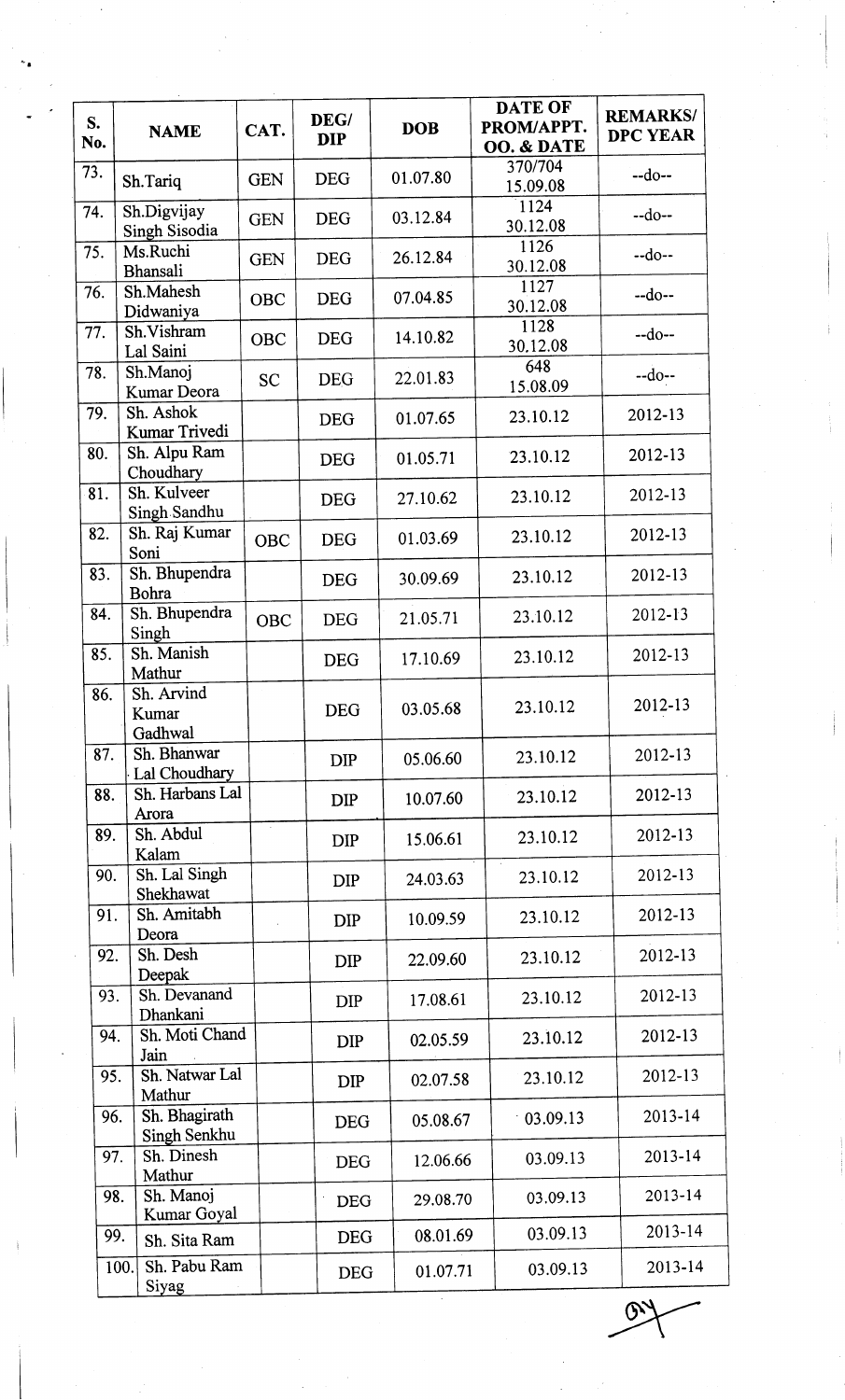| S. No. | NAME | CAT. | DEG/ DIP | DOB | DATE OF PROM/APPT. OO. & DATE | REMARKS/ DPC YEAR |
|---|---|---|---|---|---|---|
| 73. | Sh.Tariq | GEN | DEG | 01.07.80 | 370/704 15.09.08 | --do-- |
| 74. | Sh.Digvijay Singh Sisodia | GEN | DEG | 03.12.84 | 1124 30.12.08 | --do-- |
| 75. | Ms.Ruchi Bhansali | GEN | DEG | 26.12.84 | 1126 30.12.08 | --do-- |
| 76. | Sh.Mahesh Didwaniya | OBC | DEG | 07.04.85 | 1127 30.12.08 | --do-- |
| 77. | Sh.Vishram Lal Saini | OBC | DEG | 14.10.82 | 1128 30.12.08 | --do-- |
| 78. | Sh.Manoj Kumar Deora | SC | DEG | 22.01.83 | 648 15.08.09 | --do-- |
| 79. | Sh. Ashok Kumar Trivedi | | DEG | 01.07.65 | 23.10.12 | 2012-13 |
| 80. | Sh. Alpu Ram Choudhary | | DEG | 01.05.71 | 23.10.12 | 2012-13 |
| 81. | Sh. Kulveer Singh Sandhu | | DEG | 27.10.62 | 23.10.12 | 2012-13 |
| 82. | Sh. Raj Kumar Soni | OBC | DEG | 01.03.69 | 23.10.12 | 2012-13 |
| 83. | Sh. Bhupendra Bohra | | DEG | 30.09.69 | 23.10.12 | 2012-13 |
| 84. | Sh. Bhupendra Singh | OBC | DEG | 21.05.71 | 23.10.12 | 2012-13 |
| 85. | Sh. Manish Mathur | | DEG | 17.10.69 | 23.10.12 | 2012-13 |
| 86. | Sh. Arvind Kumar Gadhwal | | DEG | 03.05.68 | 23.10.12 | 2012-13 |
| 87. | Sh. Bhanwar Lal Choudhary | | DIP | 05.06.60 | 23.10.12 | 2012-13 |
| 88. | Sh. Harbans Lal Arora | | DIP | 10.07.60 | 23.10.12 | 2012-13 |
| 89. | Sh. Abdul Kalam | | DIP | 15.06.61 | 23.10.12 | 2012-13 |
| 90. | Sh. Lal Singh Shekhawat | | DIP | 24.03.63 | 23.10.12 | 2012-13 |
| 91. | Sh. Amitabh Deora | | DIP | 10.09.59 | 23.10.12 | 2012-13 |
| 92. | Sh. Desh Deepak | | DIP | 22.09.60 | 23.10.12 | 2012-13 |
| 93. | Sh. Devanand Dhankani | | DIP | 17.08.61 | 23.10.12 | 2012-13 |
| 94. | Sh. Moti Chand Jain | | DIP | 02.05.59 | 23.10.12 | 2012-13 |
| 95. | Sh. Natwar Lal Mathur | | DIP | 02.07.58 | 23.10.12 | 2012-13 |
| 96. | Sh. Bhagirath Singh Senkhu | | DEG | 05.08.67 | 03.09.13 | 2013-14 |
| 97. | Sh. Dinesh Mathur | | DEG | 12.06.66 | 03.09.13 | 2013-14 |
| 98. | Sh. Manoj Kumar Goyal | | DEG | 29.08.70 | 03.09.13 | 2013-14 |
| 99. | Sh. Sita Ram | | DEG | 08.01.69 | 03.09.13 | 2013-14 |
| 100. | Sh. Pabu Ram Siyag | | DEG | 01.07.71 | 03.09.13 | 2013-14 |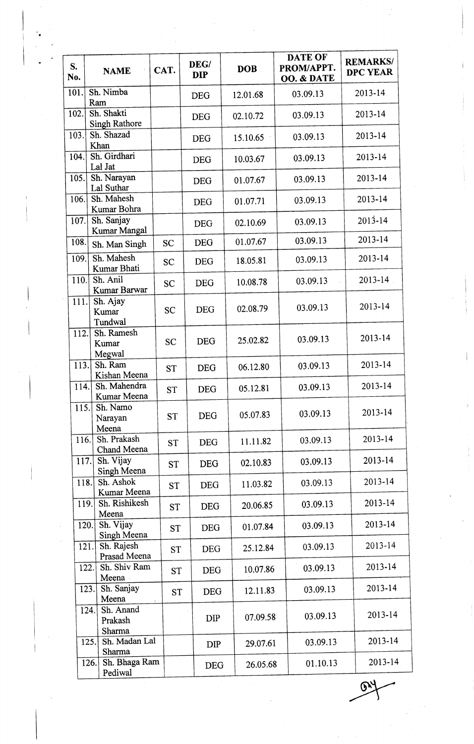| S. No. | NAME | CAT. | DEG/ DIP | DOB | DATE OF PROM/APPT. OO. & DATE | REMARKS/ DPC YEAR |
|---|---|---|---|---|---|---|
| 101. | Sh. Nimba Ram | | DEG | 12.01.68 | 03.09.13 | 2013-14 |
| 102. | Sh. Shakti Singh Rathore | | DEG | 02.10.72 | 03.09.13 | 2013-14 |
| 103. | Sh. Shazad Khan | | DEG | 15.10.65 | 03.09.13 | 2013-14 |
| 104. | Sh. Girdhari Lal Jat | | DEG | 10.03.67 | 03.09.13 | 2013-14 |
| 105. | Sh. Narayan Lal Suthar | | DEG | 01.07.67 | 03.09.13 | 2013-14 |
| 106. | Sh. Mahesh Kumar Bohra | | DEG | 01.07.71 | 03.09.13 | 2013-14 |
| 107. | Sh. Sanjay Kumar Mangal | | DEG | 02.10.69 | 03.09.13 | 2013-14 |
| 108. | Sh. Man Singh | SC | DEG | 01.07.67 | 03.09.13 | 2013-14 |
| 109. | Sh. Mahesh Kumar Bhati | SC | DEG | 18.05.81 | 03.09.13 | 2013-14 |
| 110. | Sh. Anil Kumar Barwar | SC | DEG | 10.08.78 | 03.09.13 | 2013-14 |
| 111. | Sh. Ajay Kumar Tundwal | SC | DEG | 02.08.79 | 03.09.13 | 2013-14 |
| 112. | Sh. Ramesh Kumar Megwal | SC | DEG | 25.02.82 | 03.09.13 | 2013-14 |
| 113. | Sh. Ram Kishan Meena | ST | DEG | 06.12.80 | 03.09.13 | 2013-14 |
| 114. | Sh. Mahendra Kumar Meena | ST | DEG | 05.12.81 | 03.09.13 | 2013-14 |
| 115. | Sh. Namo Narayan Meena | ST | DEG | 05.07.83 | 03.09.13 | 2013-14 |
| 116. | Sh. Prakash Chand Meena | ST | DEG | 11.11.82 | 03.09.13 | 2013-14 |
| 117. | Sh. Vijay Singh Meena | ST | DEG | 02.10.83 | 03.09.13 | 2013-14 |
| 118. | Sh. Ashok Kumar Meena | ST | DEG | 11.03.82 | 03.09.13 | 2013-14 |
| 119. | Sh. Rishikesh Meena | ST | DEG | 20.06.85 | 03.09.13 | 2013-14 |
| 120. | Sh. Vijay Singh Meena | ST | DEG | 01.07.84 | 03.09.13 | 2013-14 |
| 121. | Sh. Rajesh Prasad Meena | ST | DEG | 25.12.84 | 03.09.13 | 2013-14 |
| 122. | Sh. Shiv Ram Meena | ST | DEG | 10.07.86 | 03.09.13 | 2013-14 |
| 123. | Sh. Sanjay Meena | ST | DEG | 12.11.83 | 03.09.13 | 2013-14 |
| 124. | Sh. Anand Prakash Sharma | | DIP | 07.09.58 | 03.09.13 | 2013-14 |
| 125. | Sh. Madan Lal Sharma | | DIP | 29.07.61 | 03.09.13 | 2013-14 |
| 126. | Sh. Bhaga Ram Pediwal | | DEG | 26.05.68 | 01.10.13 | 2013-14 |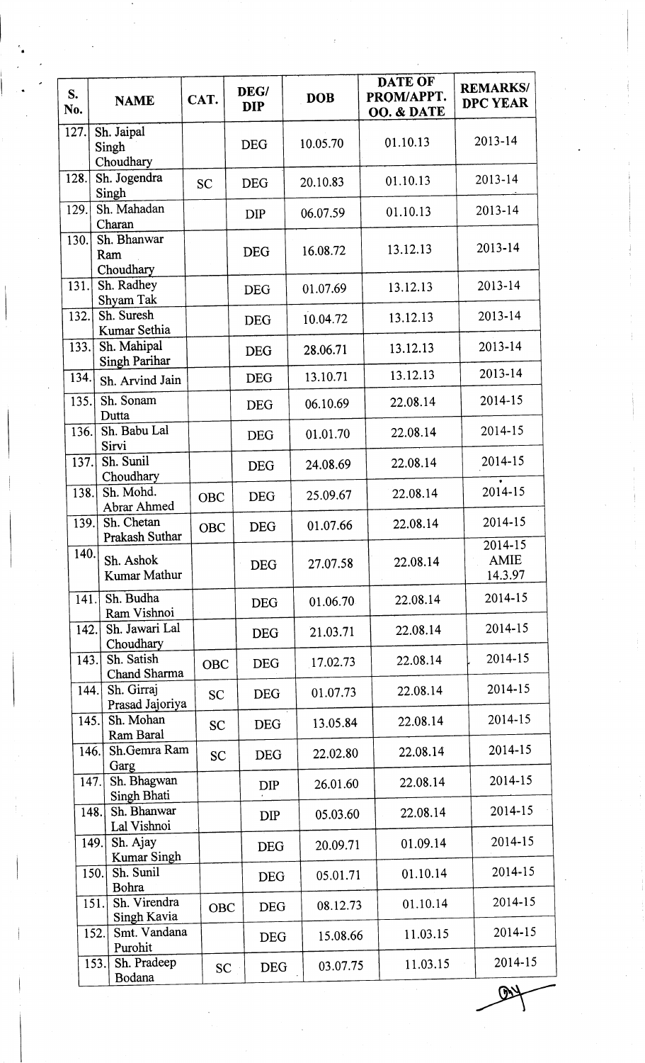| S. No. | NAME | CAT. | DEG/ DIP | DOB | DATE OF PROM/APPT. OO. & DATE | REMARKS/ DPC YEAR |
|---|---|---|---|---|---|---|
| 127. | Sh. Jaipal Singh Choudhary | | DEG | 10.05.70 | 01.10.13 | 2013-14 |
| 128. | Sh. Jogendra Singh | SC | DEG | 20.10.83 | 01.10.13 | 2013-14 |
| 129. | Sh. Mahadan Charan | | DIP | 06.07.59 | 01.10.13 | 2013-14 |
| 130. | Sh. Bhanwar Ram Choudhary | | DEG | 16.08.72 | 13.12.13 | 2013-14 |
| 131. | Sh. Radhey Shyam Tak | | DEG | 01.07.69 | 13.12.13 | 2013-14 |
| 132. | Sh. Suresh Kumar Sethia | | DEG | 10.04.72 | 13.12.13 | 2013-14 |
| 133. | Sh. Mahipal Singh Parihar | | DEG | 28.06.71 | 13.12.13 | 2013-14 |
| 134. | Sh. Arvind Jain | | DEG | 13.10.71 | 13.12.13 | 2013-14 |
| 135. | Sh. Sonam Dutta | | DEG | 06.10.69 | 22.08.14 | 2014-15 |
| 136. | Sh. Babu Lal Sirvi | | DEG | 01.01.70 | 22.08.14 | 2014-15 |
| 137. | Sh. Sunil Choudhary | | DEG | 24.08.69 | 22.08.14 | 2014-15 |
| 138. | Sh. Mohd. Abrar Ahmed | OBC | DEG | 25.09.67 | 22.08.14 | 2014-15 |
| 139. | Sh. Chetan Prakash Suthar | OBC | DEG | 01.07.66 | 22.08.14 | 2014-15 |
| 140. | Sh. Ashok Kumar Mathur | | DEG | 27.07.58 | 22.08.14 | 2014-15 AMIE 14.3.97 |
| 141. | Sh. Budha Ram Vishnoi | | DEG | 01.06.70 | 22.08.14 | 2014-15 |
| 142. | Sh. Jawari Lal Choudhary | | DEG | 21.03.71 | 22.08.14 | 2014-15 |
| 143. | Sh. Satish Chand Sharma | OBC | DEG | 17.02.73 | 22.08.14 | 2014-15 |
| 144. | Sh. Girraj Prasad Jajoriya | SC | DEG | 01.07.73 | 22.08.14 | 2014-15 |
| 145. | Sh. Mohan Ram Baral | SC | DEG | 13.05.84 | 22.08.14 | 2014-15 |
| 146. | Sh.Gemra Ram Garg | SC | DEG | 22.02.80 | 22.08.14 | 2014-15 |
| 147. | Sh. Bhagwan Singh Bhati | | DIP | 26.01.60 | 22.08.14 | 2014-15 |
| 148. | Sh. Bhanwar Lal Vishnoi | | DIP | 05.03.60 | 22.08.14 | 2014-15 |
| 149. | Sh. Ajay Kumar Singh | | DEG | 20.09.71 | 01.09.14 | 2014-15 |
| 150. | Sh. Sunil Bohra | | DEG | 05.01.71 | 01.10.14 | 2014-15 |
| 151. | Sh. Virendra Singh Kavia | OBC | DEG | 08.12.73 | 01.10.14 | 2014-15 |
| 152. | Smt. Vandana Purohit | | DEG | 15.08.66 | 11.03.15 | 2014-15 |
| 153. | Sh. Pradeep Bodana | SC | DEG | 03.07.75 | 11.03.15 | 2014-15 |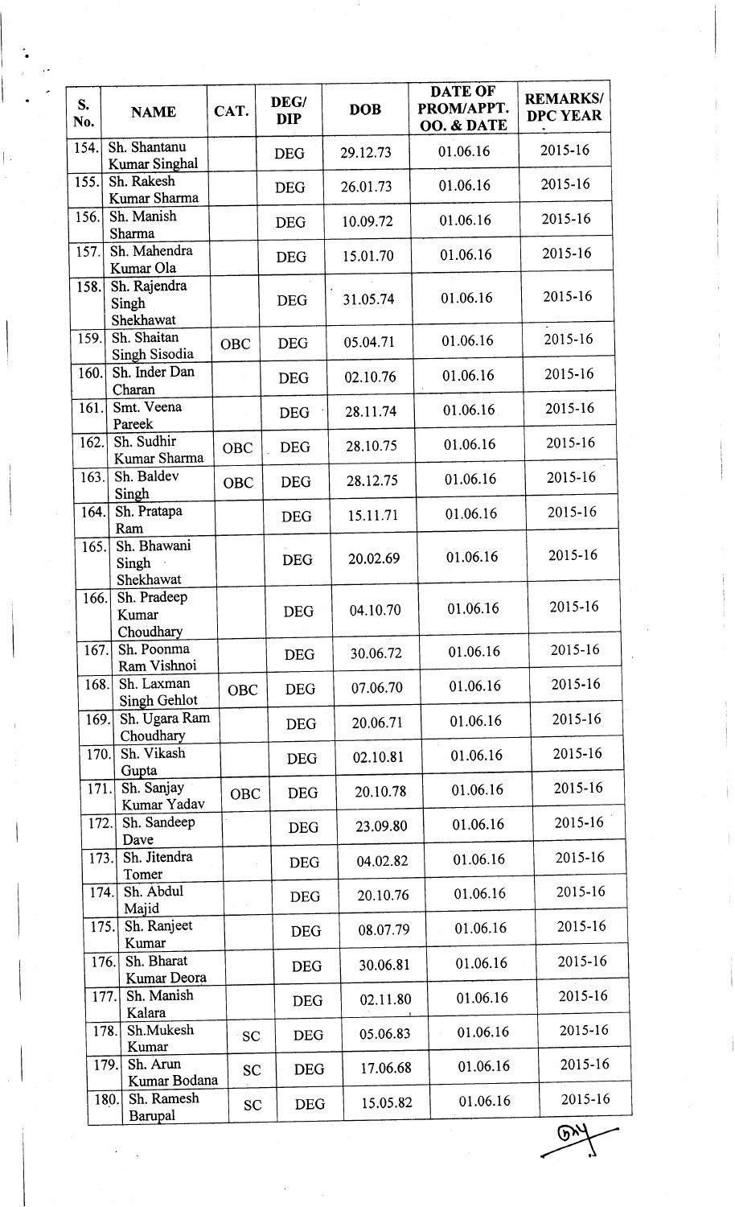| S. No. | NAME | CAT. | DEG/ DIP | DOB | DATE OF PROM/APPT. OO. & DATE | REMARKS/ DPC YEAR |
|---|---|---|---|---|---|---|
| 154. | Sh. Shantanu Kumar Singhal | | DEG | 29.12.73 | 01.06.16 | 2015-16 |
| 155. | Sh. Rakesh Kumar Sharma | | DEG | 26.01.73 | 01.06.16 | 2015-16 |
| 156. | Sh. Manish Sharma | | DEG | 10.09.72 | 01.06.16 | 2015-16 |
| 157. | Sh. Mahendra Kumar Ola | | DEG | 15.01.70 | 01.06.16 | 2015-16 |
| 158. | Sh. Rajendra Singh Shekhawat | | DEG | 31.05.74 | 01.06.16 | 2015-16 |
| 159. | Sh. Shaitan Singh Sisodia | OBC | DEG | 05.04.71 | 01.06.16 | 2015-16 |
| 160. | Sh. Inder Dan Charan | | DEG | 02.10.76 | 01.06.16 | 2015-16 |
| 161. | Smt. Veena Pareek | | DEG | 28.11.74 | 01.06.16 | 2015-16 |
| 162. | Sh. Sudhir Kumar Sharma | OBC | DEG | 28.10.75 | 01.06.16 | 2015-16 |
| 163. | Sh. Baldev Singh | OBC | DEG | 28.12.75 | 01.06.16 | 2015-16 |
| 164. | Sh. Pratapa Ram | | DEG | 15.11.71 | 01.06.16 | 2015-16 |
| 165. | Sh. Bhawani Singh Shekhawat | | DEG | 20.02.69 | 01.06.16 | 2015-16 |
| 166. | Sh. Pradeep Kumar Choudhary | | DEG | 04.10.70 | 01.06.16 | 2015-16 |
| 167. | Sh. Poonma Ram Vishnoi | | DEG | 30.06.72 | 01.06.16 | 2015-16 |
| 168. | Sh. Laxman Singh Gehlot | OBC | DEG | 07.06.70 | 01.06.16 | 2015-16 |
| 169. | Sh. Ugara Ram Choudhary | | DEG | 20.06.71 | 01.06.16 | 2015-16 |
| 170. | Sh. Vikash Gupta | | DEG | 02.10.81 | 01.06.16 | 2015-16 |
| 171. | Sh. Sanjay Kumar Yadav | OBC | DEG | 20.10.78 | 01.06.16 | 2015-16 |
| 172. | Sh. Sandeep Dave | | DEG | 23.09.80 | 01.06.16 | 2015-16 |
| 173. | Sh. Jitendra Tomer | | DEG | 04.02.82 | 01.06.16 | 2015-16 |
| 174. | Sh. Abdul Majid | | DEG | 20.10.76 | 01.06.16 | 2015-16 |
| 175. | Sh. Ranjeet Kumar | | DEG | 08.07.79 | 01.06.16 | 2015-16 |
| 176. | Sh. Bharat Kumar Deora | | DEG | 30.06.81 | 01.06.16 | 2015-16 |
| 177. | Sh. Manish Kalara | | DEG | 02.11.80 | 01.06.16 | 2015-16 |
| 178. | Sh.Mukesh Kumar | SC | DEG | 05.06.83 | 01.06.16 | 2015-16 |
| 179. | Sh. Arun Kumar Bodana | SC | DEG | 17.06.68 | 01.06.16 | 2015-16 |
| 180. | Sh. Ramesh Barupal | SC | DEG | 15.05.82 | 01.06.16 | 2015-16 |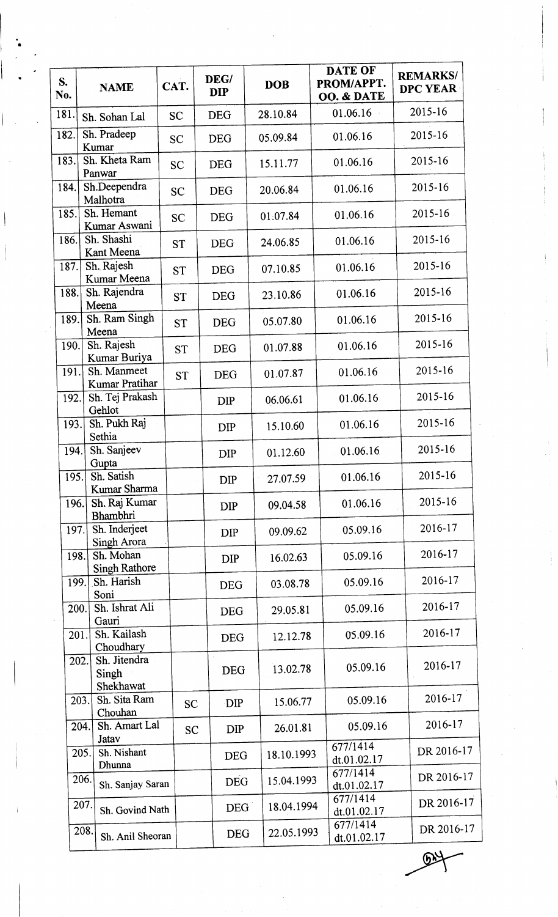| S. No. | NAME | CAT. | DEG/ DIP | DOB | DATE OF PROM/APPT. OO. & DATE | REMARKS/ DPC YEAR |
|---|---|---|---|---|---|---|
| 181. | Sh. Sohan Lal | SC | DEG | 28.10.84 | 01.06.16 | 2015-16 |
| 182. | Sh. Pradeep Kumar | SC | DEG | 05.09.84 | 01.06.16 | 2015-16 |
| 183. | Sh. Kheta Ram Panwar | SC | DEG | 15.11.77 | 01.06.16 | 2015-16 |
| 184. | Sh.Deependra Malhotra | SC | DEG | 20.06.84 | 01.06.16 | 2015-16 |
| 185. | Sh. Hemant Kumar Aswani | SC | DEG | 01.07.84 | 01.06.16 | 2015-16 |
| 186. | Sh. Shashi Kant Meena | ST | DEG | 24.06.85 | 01.06.16 | 2015-16 |
| 187. | Sh. Rajesh Kumar Meena | ST | DEG | 07.10.85 | 01.06.16 | 2015-16 |
| 188. | Sh. Rajendra Meena | ST | DEG | 23.10.86 | 01.06.16 | 2015-16 |
| 189. | Sh. Ram Singh Meena | ST | DEG | 05.07.80 | 01.06.16 | 2015-16 |
| 190. | Sh. Rajesh Kumar Buriya | ST | DEG | 01.07.88 | 01.06.16 | 2015-16 |
| 191. | Sh. Manmeet Kumar Pratihar | ST | DEG | 01.07.87 | 01.06.16 | 2015-16 |
| 192. | Sh. Tej Prakash Gehlot | | DIP | 06.06.61 | 01.06.16 | 2015-16 |
| 193. | Sh. Pukh Raj Sethia | | DIP | 15.10.60 | 01.06.16 | 2015-16 |
| 194. | Sh. Sanjeev Gupta | | DIP | 01.12.60 | 01.06.16 | 2015-16 |
| 195. | Sh. Satish Kumar Sharma | | DIP | 27.07.59 | 01.06.16 | 2015-16 |
| 196. | Sh. Raj Kumar Bhambhri | | DIP | 09.04.58 | 01.06.16 | 2015-16 |
| 197. | Sh. Inderjeet Singh Arora | | DIP | 09.09.62 | 05.09.16 | 2016-17 |
| 198. | Sh. Mohan Singh Rathore | | DIP | 16.02.63 | 05.09.16 | 2016-17 |
| 199. | Sh. Harish Soni | | DEG | 03.08.78 | 05.09.16 | 2016-17 |
| 200. | Sh. Ishrat Ali Gauri | | DEG | 29.05.81 | 05.09.16 | 2016-17 |
| 201. | Sh. Kailash Choudhary | | DEG | 12.12.78 | 05.09.16 | 2016-17 |
| 202. | Sh. Jitendra Singh Shekhawat | | DEG | 13.02.78 | 05.09.16 | 2016-17 |
| 203. | Sh. Sita Ram Chouhan | SC | DIP | 15.06.77 | 05.09.16 | 2016-17 |
| 204. | Sh. Amart Lal Jatav | SC | DIP | 26.01.81 | 05.09.16 | 2016-17 |
| 205. | Sh. Nishant Dhunna | | DEG | 18.10.1993 | 677/1414 dt.01.02.17 | DR 2016-17 |
| 206. | Sh. Sanjay Saran | | DEG | 15.04.1993 | 677/1414 dt.01.02.17 | DR 2016-17 |
| 207. | Sh. Govind Nath | | DEG | 18.04.1994 | 677/1414 dt.01.02.17 | DR 2016-17 |
| 208. | Sh. Anil Sheoran | | DEG | 22.05.1993 | 677/1414 dt.01.02.17 | DR 2016-17 |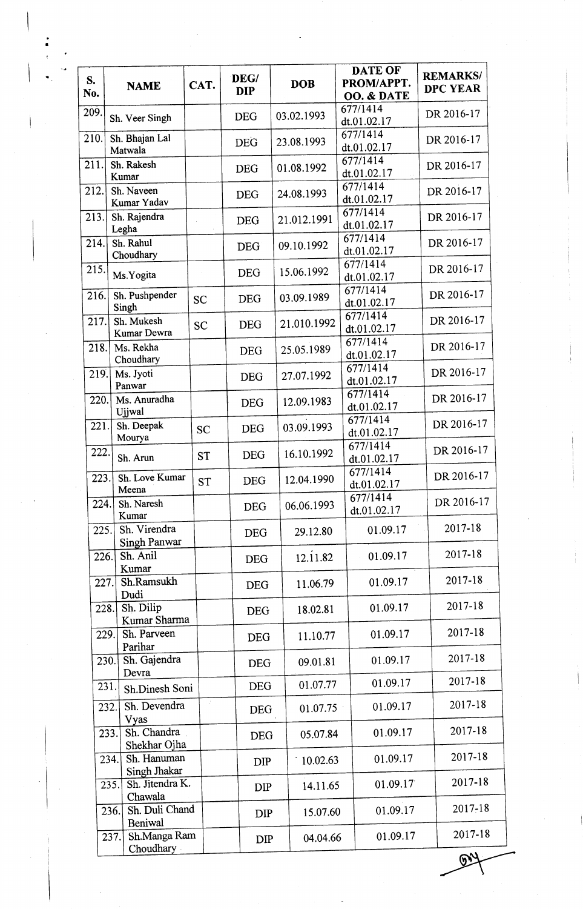| S. No. | NAME | CAT. | DEG/ DIP | DOB | DATE OF PROM/APPT. OO. & DATE | REMARKS/ DPC YEAR |
|---|---|---|---|---|---|---|
| 209. | Sh. Veer Singh | | DEG | 03.02.1993 | 677/1414 dt.01.02.17 | DR 2016-17 |
| 210. | Sh. Bhajan Lal Matwala | | DEG | 23.08.1993 | 677/1414 dt.01.02.17 | DR 2016-17 |
| 211. | Sh. Rakesh Kumar | | DEG | 01.08.1992 | 677/1414 dt.01.02.17 | DR 2016-17 |
| 212. | Sh. Naveen Kumar Yadav | | DEG | 24.08.1993 | 677/1414 dt.01.02.17 | DR 2016-17 |
| 213. | Sh. Rajendra Legha | | DEG | 21.012.1991 | 677/1414 dt.01.02.17 | DR 2016-17 |
| 214. | Sh. Rahul Choudhary | | DEG | 09.10.1992 | 677/1414 dt.01.02.17 | DR 2016-17 |
| 215. | Ms.Yogita | | DEG | 15.06.1992 | 677/1414 dt.01.02.17 | DR 2016-17 |
| 216. | Sh. Pushpender Singh | SC | DEG | 03.09.1989 | 677/1414 dt.01.02.17 | DR 2016-17 |
| 217. | Sh. Mukesh Kumar Dewra | SC | DEG | 21.010.1992 | 677/1414 dt.01.02.17 | DR 2016-17 |
| 218. | Ms. Rekha Choudhary | | DEG | 25.05.1989 | 677/1414 dt.01.02.17 | DR 2016-17 |
| 219. | Ms. Jyoti Panwar | | DEG | 27.07.1992 | 677/1414 dt.01.02.17 | DR 2016-17 |
| 220. | Ms. Anuradha Ujjwal | | DEG | 12.09.1983 | 677/1414 dt.01.02.17 | DR 2016-17 |
| 221. | Sh. Deepak Mourya | SC | DEG | 03.09.1993 | 677/1414 dt.01.02.17 | DR 2016-17 |
| 222. | Sh. Arun | ST | DEG | 16.10.1992 | 677/1414 dt.01.02.17 | DR 2016-17 |
| 223. | Sh. Love Kumar Meena | ST | DEG | 12.04.1990 | 677/1414 dt.01.02.17 | DR 2016-17 |
| 224. | Sh. Naresh Kumar | | DEG | 06.06.1993 | 677/1414 dt.01.02.17 | DR 2016-17 |
| 225. | Sh. Virendra Singh Panwar | | DEG | 29.12.80 | 01.09.17 | 2017-18 |
| 226. | Sh. Anil Kumar | | DEG | 12.11.82 | 01.09.17 | 2017-18 |
| 227. | Sh.Ramsukh Dudi | | DEG | 11.06.79 | 01.09.17 | 2017-18 |
| 228. | Sh. Dilip Kumar Sharma | | DEG | 18.02.81 | 01.09.17 | 2017-18 |
| 229. | Sh. Parveen Parihar | | DEG | 11.10.77 | 01.09.17 | 2017-18 |
| 230. | Sh. Gajendra Devra | | DEG | 09.01.81 | 01.09.17 | 2017-18 |
| 231. | Sh.Dinesh Soni | | DEG | 01.07.77 | 01.09.17 | 2017-18 |
| 232. | Sh. Devendra Vyas | | DEG | 01.07.75 | 01.09.17 | 2017-18 |
| 233. | Sh. Chandra Shekhar Ojha | | DEG | 05.07.84 | 01.09.17 | 2017-18 |
| 234. | Sh. Hanuman Singh Jhakar | | DIP | 10.02.63 | 01.09.17 | 2017-18 |
| 235. | Sh. Jitendra K. Chawala | | DIP | 14.11.65 | 01.09.17 | 2017-18 |
| 236. | Sh. Duli Chand Beniwal | | DIP | 15.07.60 | 01.09.17 | 2017-18 |
| 237. | Sh.Manga Ram Choudhary | | DIP | 04.04.66 | 01.09.17 | 2017-18 |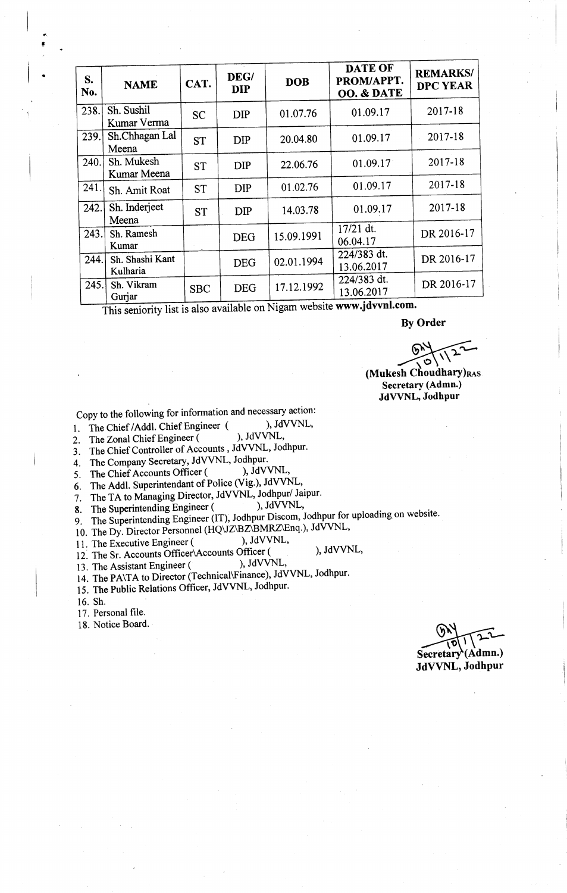| S. No. | NAME | CAT. | DEG/ DIP | DOB | DATE OF PROM/APPT. OO. & DATE | REMARKS/ DPC YEAR |
|---|---|---|---|---|---|---|
| 238. | Sh. Sushil Kumar Verma | SC | DIP | 01.07.76 | 01.09.17 | 2017-18 |
| 239. | Sh.Chhagan Lal Meena | ST | DIP | 20.04.80 | 01.09.17 | 2017-18 |
| 240. | Sh. Mukesh Kumar Meena | ST | DIP | 22.06.76 | 01.09.17 | 2017-18 |
| 241. | Sh. Amit Roat | ST | DIP | 01.02.76 | 01.09.17 | 2017-18 |
| 242. | Sh. Inderjeet Meena | ST | DIP | 14.03.78 | 01.09.17 | 2017-18 |
| 243. | Sh. Ramesh Kumar | | DEG | 15.09.1991 | 17/21 dt. 06.04.17 | DR 2016-17 |
| 244. | Sh. Shashi Kant Kulharia | | DEG | 02.01.1994 | 224/383 dt. 13.06.2017 | DR 2016-17 |
| 245. | Sh. Vikram Gurjar | SBC | DEG | 17.12.1992 | 224/383 dt. 13.06.2017 | DR 2016-17 |

This seniority list is also available on Nigam website **www.jdvvnl.com.**

**By Order**

10/11/22

**(Mukesh Choudhary)RAS**
**Secretary (Admn.)**
**JdVVNL, Jodhpur**

Copy to the following for information and necessary action:

1. The Chief /Addl. Chief Engineer ( ), JdVVNL,
2. The Zonal Chief Engineer ( ), JdVVNL,
3. The Chief Controller of Accounts , JdVVNL, Jodhpur.
4. The Company Secretary, JdVVNL, Jodhpur.
5. The Chief Accounts Officer ( ), JdVVNL,
6. The Addl. Superintendant of Police (Vig.), JdVVNL,
7. The TA to Managing Director, JdVVNL, Jodhpur/ Jaipur.
8. The Superintending Engineer ( ), JdVVNL,
9. The Superintending Engineer (IT), Jodhpur Discom, Jodhpur for uploading on website.
10. The Dy. Director Personnel (HQ\JZ\BZ\BMRZ\Enq.), JdVVNL,
11. The Executive Engineer ( ), JdVVNL,
12. The Sr. Accounts Officer\Accounts Officer ( ), JdVVNL,
13. The Assistant Engineer ( ), JdVVNL,
14. The PA\TA to Director (Technical\Finance), JdVVNL, Jodhpur.
15. The Public Relations Officer, JdVVNL, Jodhpur.
16. Sh.
17. Personal file.
18. Notice Board.

10/11/22

**Secretary (Admn.)**
**JdVVNL, Jodhpur**